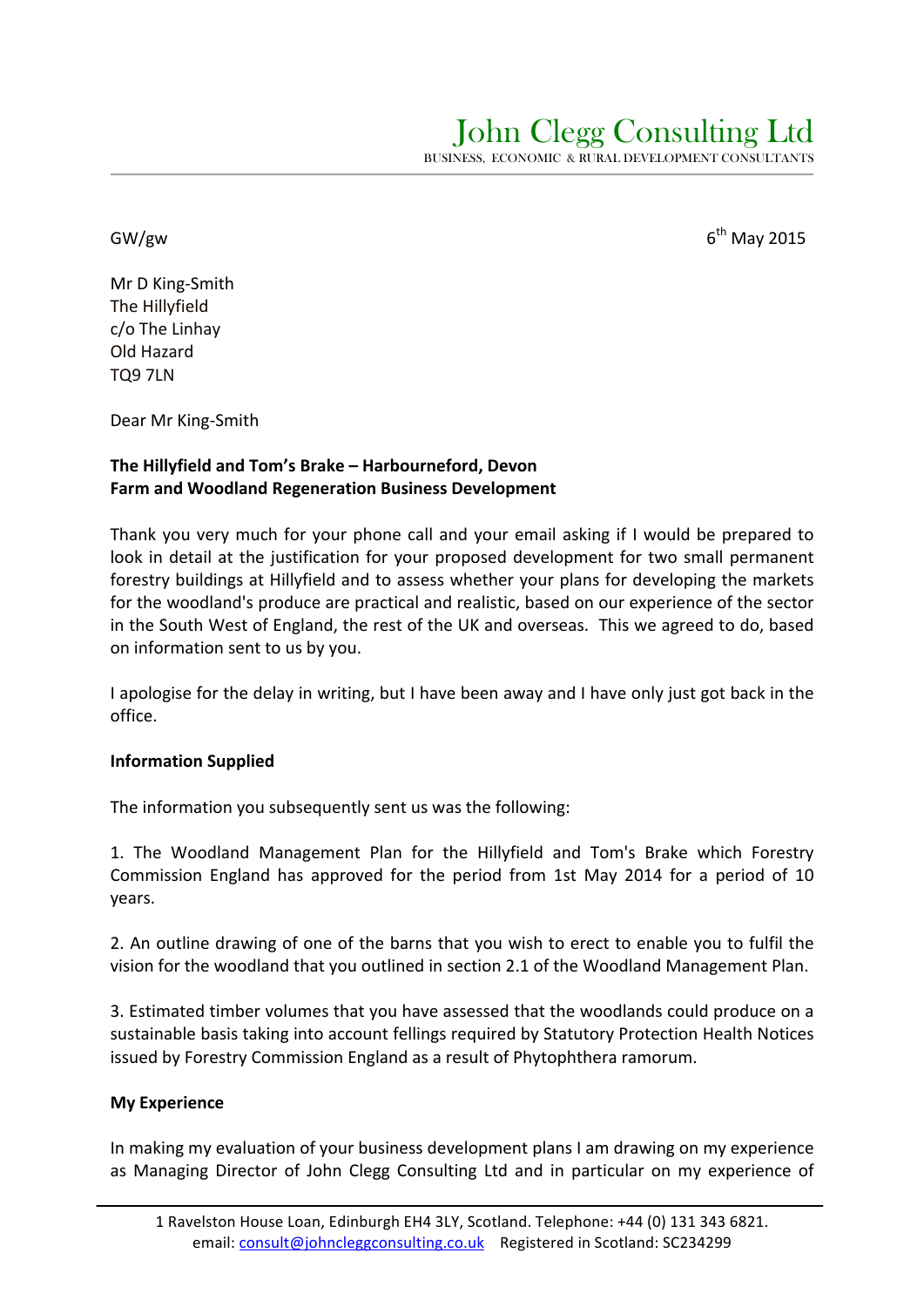# John Clegg Consulting Ltd

BUSINESS, ECONOMIC & RURAL DEVELOPMENT CONSULTANTS

GW/gw

6th May 2015

Mr D King-Smith
The Hillyfield
c/o The Linhay
Old Hazard
TQ9 7LN

Dear Mr King-Smith

**The Hillyfield and Tom's Brake – Harbourneford, Devon**
**Farm and Woodland Regeneration Business Development**

Thank you very much for your phone call and your email asking if I would be prepared to look in detail at the justification for your proposed development for two small permanent forestry buildings at Hillyfield and to assess whether your plans for developing the markets for the woodland's produce are practical and realistic, based on our experience of the sector in the South West of England, the rest of the UK and overseas. This we agreed to do, based on information sent to us by you.

I apologise for the delay in writing, but I have been away and I have only just got back in the office.

**Information Supplied**

The information you subsequently sent us was the following:

1. The Woodland Management Plan for the Hillyfield and Tom's Brake which Forestry Commission England has approved for the period from 1st May 2014 for a period of 10 years.

2. An outline drawing of one of the barns that you wish to erect to enable you to fulfil the vision for the woodland that you outlined in section 2.1 of the Woodland Management Plan.

3. Estimated timber volumes that you have assessed that the woodlands could produce on a sustainable basis taking into account fellings required by Statutory Protection Health Notices issued by Forestry Commission England as a result of Phytophthera ramorum.

**My Experience**

In making my evaluation of your business development plans I am drawing on my experience as Managing Director of John Clegg Consulting Ltd and in particular on my experience of

1 Ravelston House Loan, Edinburgh EH4 3LY, Scotland. Telephone: +44 (0) 131 343 6821.
email: consult@johncleggconsulting.co.uk Registered in Scotland: SC234299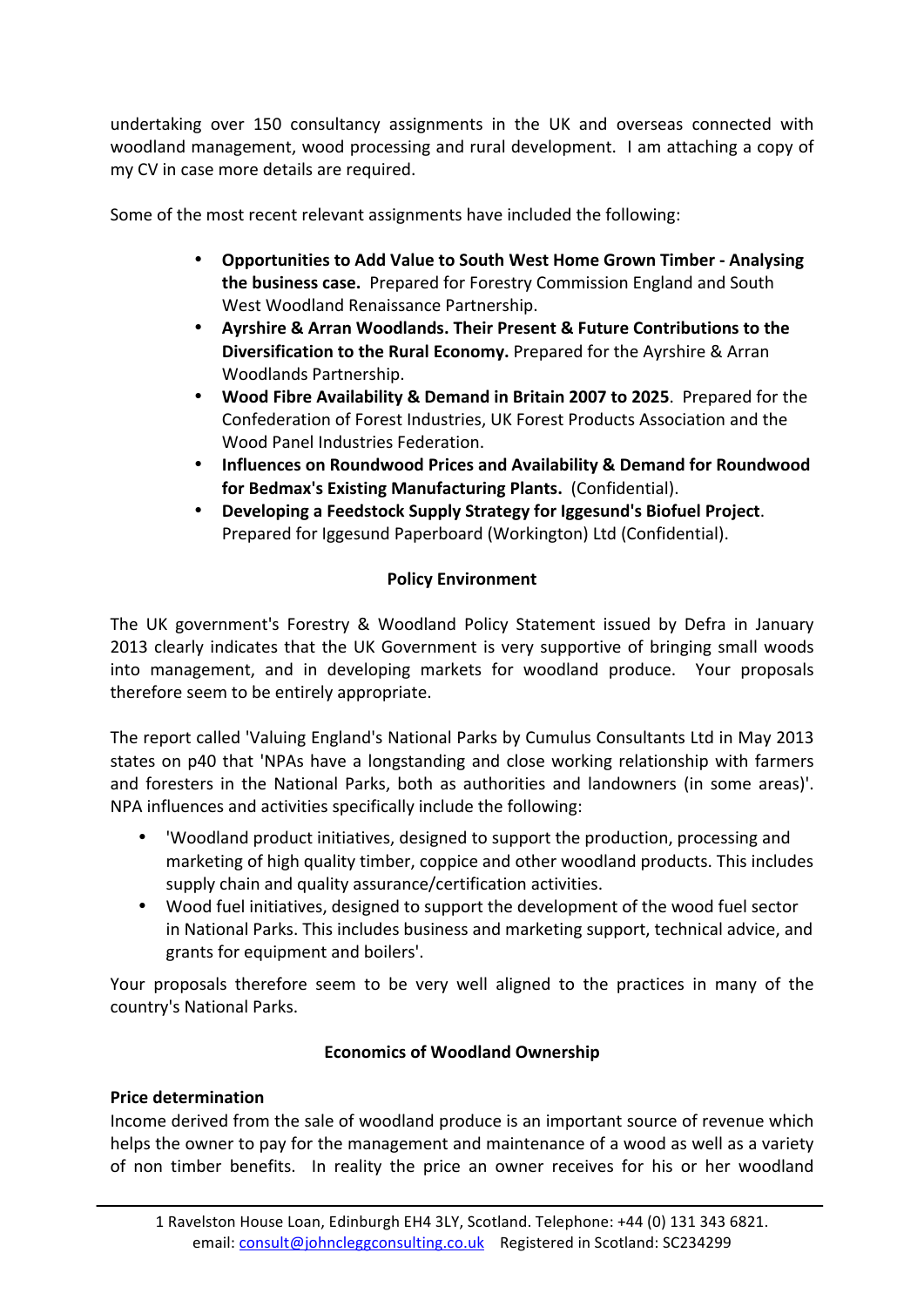undertaking over 150 consultancy assignments in the UK and overseas connected with woodland management, wood processing and rural development. I am attaching a copy of my CV in case more details are required.

Some of the most recent relevant assignments have included the following:

- **Opportunities to Add Value to South West Home Grown Timber - Analysing the business case.** Prepared for Forestry Commission England and South West Woodland Renaissance Partnership.
- **Ayrshire & Arran Woodlands. Their Present & Future Contributions to the Diversification to the Rural Economy.** Prepared for the Ayrshire & Arran Woodlands Partnership.
- **Wood Fibre Availability & Demand in Britain 2007 to 2025**. Prepared for the Confederation of Forest Industries, UK Forest Products Association and the Wood Panel Industries Federation.
- **Influences on Roundwood Prices and Availability & Demand for Roundwood for Bedmax's Existing Manufacturing Plants.** (Confidential).
- **Developing a Feedstock Supply Strategy for Iggesund's Biofuel Project**. Prepared for Iggesund Paperboard (Workington) Ltd (Confidential).

**Policy Environment**

The UK government's Forestry & Woodland Policy Statement issued by Defra in January 2013 clearly indicates that the UK Government is very supportive of bringing small woods into management, and in developing markets for woodland produce. Your proposals therefore seem to be entirely appropriate.

The report called 'Valuing England's National Parks by Cumulus Consultants Ltd in May 2013 states on p40 that 'NPAs have a longstanding and close working relationship with farmers and foresters in the National Parks, both as authorities and landowners (in some areas)'. NPA influences and activities specifically include the following:

- 'Woodland product initiatives, designed to support the production, processing and marketing of high quality timber, coppice and other woodland products. This includes supply chain and quality assurance/certification activities.
- Wood fuel initiatives, designed to support the development of the wood fuel sector in National Parks. This includes business and marketing support, technical advice, and grants for equipment and boilers'.

Your proposals therefore seem to be very well aligned to the practices in many of the country's National Parks.

**Economics of Woodland Ownership**

**Price determination**

Income derived from the sale of woodland produce is an important source of revenue which helps the owner to pay for the management and maintenance of a wood as well as a variety of non timber benefits. In reality the price an owner receives for his or her woodland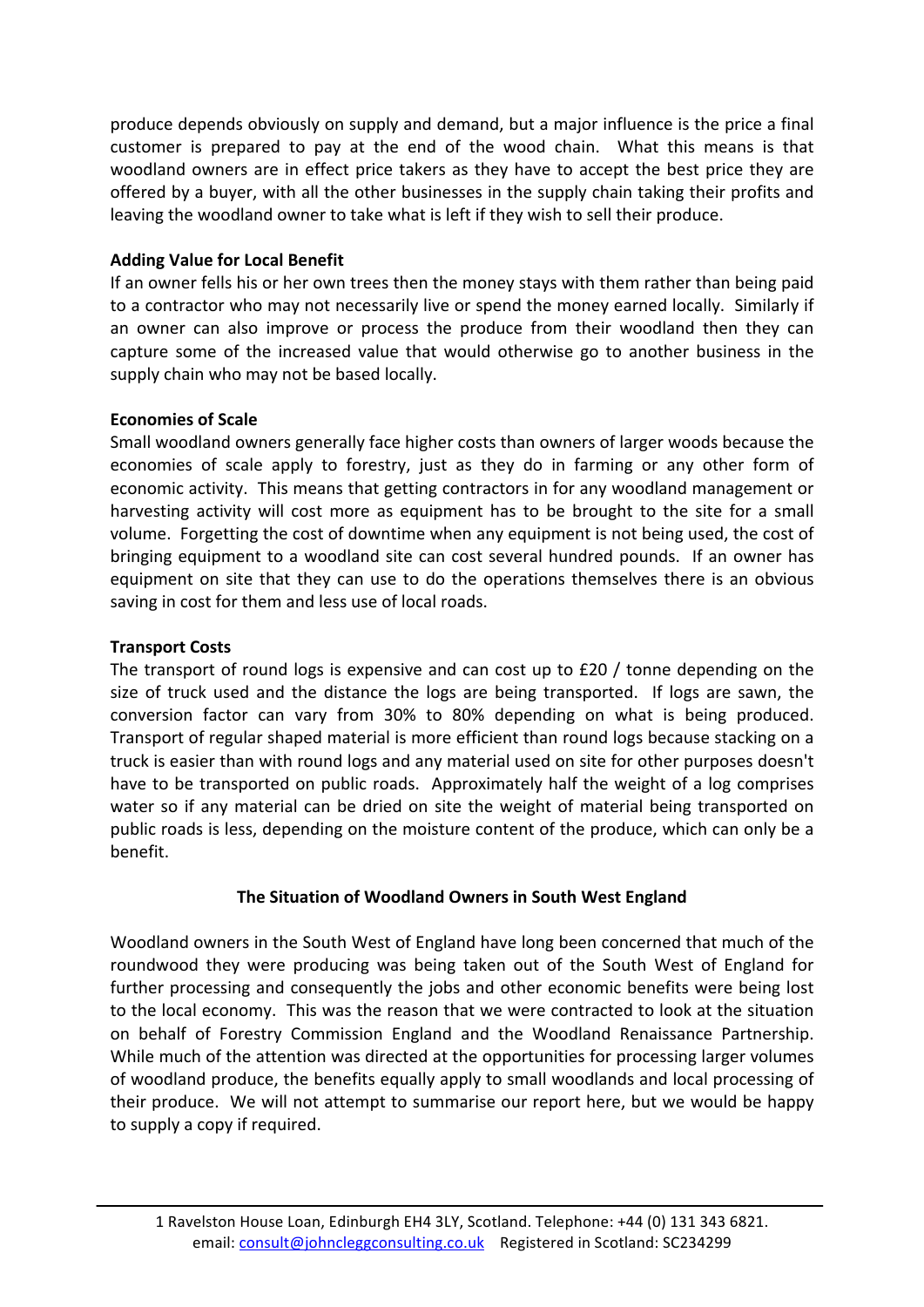produce depends obviously on supply and demand, but a major influence is the price a final customer is prepared to pay at the end of the wood chain. What this means is that woodland owners are in effect price takers as they have to accept the best price they are offered by a buyer, with all the other businesses in the supply chain taking their profits and leaving the woodland owner to take what is left if they wish to sell their produce.

**Adding Value for Local Benefit**

If an owner fells his or her own trees then the money stays with them rather than being paid to a contractor who may not necessarily live or spend the money earned locally. Similarly if an owner can also improve or process the produce from their woodland then they can capture some of the increased value that would otherwise go to another business in the supply chain who may not be based locally.

**Economies of Scale**

Small woodland owners generally face higher costs than owners of larger woods because the economies of scale apply to forestry, just as they do in farming or any other form of economic activity. This means that getting contractors in for any woodland management or harvesting activity will cost more as equipment has to be brought to the site for a small volume. Forgetting the cost of downtime when any equipment is not being used, the cost of bringing equipment to a woodland site can cost several hundred pounds. If an owner has equipment on site that they can use to do the operations themselves there is an obvious saving in cost for them and less use of local roads.

**Transport Costs**

The transport of round logs is expensive and can cost up to £20 / tonne depending on the size of truck used and the distance the logs are being transported. If logs are sawn, the conversion factor can vary from 30% to 80% depending on what is being produced. Transport of regular shaped material is more efficient than round logs because stacking on a truck is easier than with round logs and any material used on site for other purposes doesn't have to be transported on public roads. Approximately half the weight of a log comprises water so if any material can be dried on site the weight of material being transported on public roads is less, depending on the moisture content of the produce, which can only be a benefit.

## The Situation of Woodland Owners in South West England

Woodland owners in the South West of England have long been concerned that much of the roundwood they were producing was being taken out of the South West of England for further processing and consequently the jobs and other economic benefits were being lost to the local economy. This was the reason that we were contracted to look at the situation on behalf of Forestry Commission England and the Woodland Renaissance Partnership. While much of the attention was directed at the opportunities for processing larger volumes of woodland produce, the benefits equally apply to small woodlands and local processing of their produce. We will not attempt to summarise our report here, but we would be happy to supply a copy if required.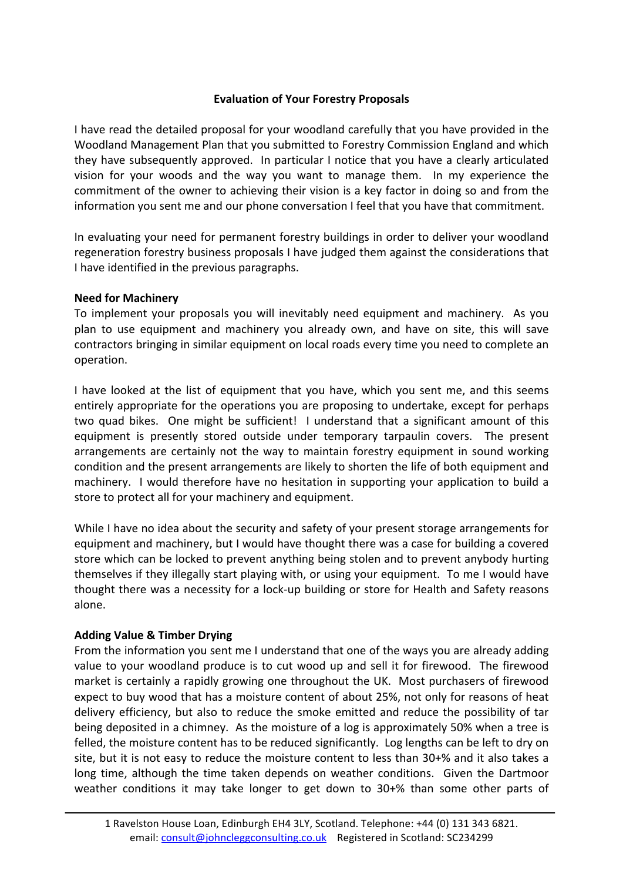### Evaluation of Your Forestry Proposals

I have read the detailed proposal for your woodland carefully that you have provided in the Woodland Management Plan that you submitted to Forestry Commission England and which they have subsequently approved. In particular I notice that you have a clearly articulated vision for your woods and the way you want to manage them. In my experience the commitment of the owner to achieving their vision is a key factor in doing so and from the information you sent me and our phone conversation I feel that you have that commitment.

In evaluating your need for permanent forestry buildings in order to deliver your woodland regeneration forestry business proposals I have judged them against the considerations that I have identified in the previous paragraphs.

**Need for Machinery**

To implement your proposals you will inevitably need equipment and machinery. As you plan to use equipment and machinery you already own, and have on site, this will save contractors bringing in similar equipment on local roads every time you need to complete an operation.

I have looked at the list of equipment that you have, which you sent me, and this seems entirely appropriate for the operations you are proposing to undertake, except for perhaps two quad bikes. One might be sufficient! I understand that a significant amount of this equipment is presently stored outside under temporary tarpaulin covers. The present arrangements are certainly not the way to maintain forestry equipment in sound working condition and the present arrangements are likely to shorten the life of both equipment and machinery. I would therefore have no hesitation in supporting your application to build a store to protect all for your machinery and equipment.

While I have no idea about the security and safety of your present storage arrangements for equipment and machinery, but I would have thought there was a case for building a covered store which can be locked to prevent anything being stolen and to prevent anybody hurting themselves if they illegally start playing with, or using your equipment. To me I would have thought there was a necessity for a lock-up building or store for Health and Safety reasons alone.

**Adding Value & Timber Drying**

From the information you sent me I understand that one of the ways you are already adding value to your woodland produce is to cut wood up and sell it for firewood. The firewood market is certainly a rapidly growing one throughout the UK. Most purchasers of firewood expect to buy wood that has a moisture content of about 25%, not only for reasons of heat delivery efficiency, but also to reduce the smoke emitted and reduce the possibility of tar being deposited in a chimney. As the moisture of a log is approximately 50% when a tree is felled, the moisture content has to be reduced significantly. Log lengths can be left to dry on site, but it is not easy to reduce the moisture content to less than 30+% and it also takes a long time, although the time taken depends on weather conditions. Given the Dartmoor weather conditions it may take longer to get down to 30+% than some other parts of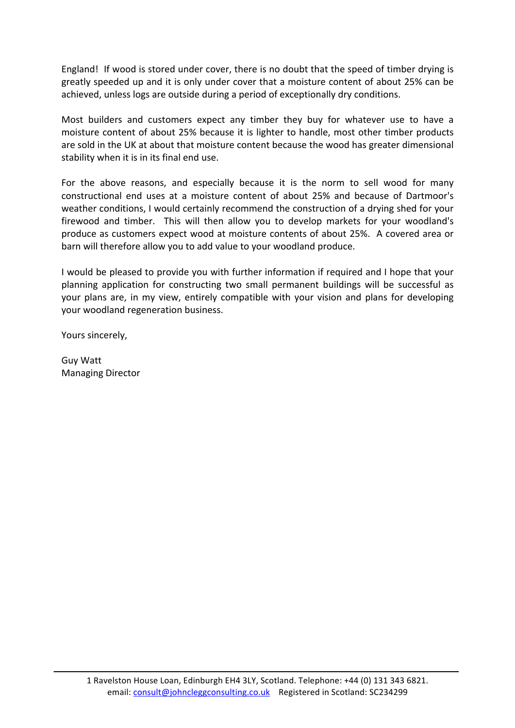England! If wood is stored under cover, there is no doubt that the speed of timber drying is greatly speeded up and it is only under cover that a moisture content of about 25% can be achieved, unless logs are outside during a period of exceptionally dry conditions.

Most builders and customers expect any timber they buy for whatever use to have a moisture content of about 25% because it is lighter to handle, most other timber products are sold in the UK at about that moisture content because the wood has greater dimensional stability when it is in its final end use.

For the above reasons, and especially because it is the norm to sell wood for many constructional end uses at a moisture content of about 25% and because of Dartmoor's weather conditions, I would certainly recommend the construction of a drying shed for your firewood and timber. This will then allow you to develop markets for your woodland's produce as customers expect wood at moisture contents of about 25%. A covered area or barn will therefore allow you to add value to your woodland produce.

I would be pleased to provide you with further information if required and I hope that your planning application for constructing two small permanent buildings will be successful as your plans are, in my view, entirely compatible with your vision and plans for developing your woodland regeneration business.

Yours sincerely,

Guy Watt
Managing Director

1 Ravelston House Loan, Edinburgh EH4 3LY, Scotland. Telephone: +44 (0) 131 343 6821.
email: consult@johncleggconsulting.co.uk Registered in Scotland: SC234299